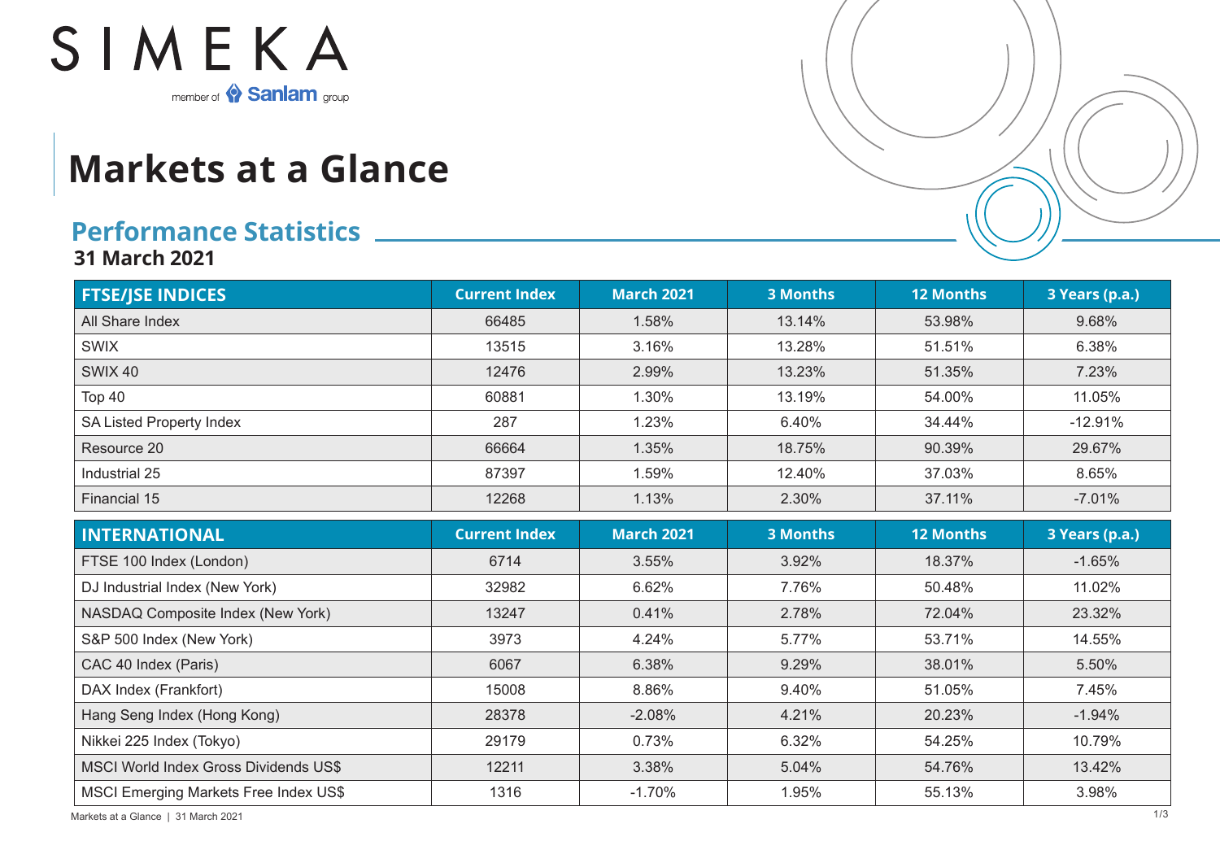SIMEKA

member of Sanlam group

# Markets at a Glance

## Performance Statistics

**31 March 2021**

| FTSE/JSE INDICES | Current Index | March 2021 | 3 Months | 12 Months | 3 Years (p.a.) |
|---|---|---|---|---|---|
| All Share Index | 66485 | 1.58% | 13.14% | 53.98% | 9.68% |
| SWIX | 13515 | 3.16% | 13.28% | 51.51% | 6.38% |
| SWIX 40 | 12476 | 2.99% | 13.23% | 51.35% | 7.23% |
| Top 40 | 60881 | 1.30% | 13.19% | 54.00% | 11.05% |
| SA Listed Property Index | 287 | 1.23% | 6.40% | 34.44% | -12.91% |
| Resource 20 | 66664 | 1.35% | 18.75% | 90.39% | 29.67% |
| Industrial 25 | 87397 | 1.59% | 12.40% | 37.03% | 8.65% |
| Financial 15 | 12268 | 1.13% | 2.30% | 37.11% | -7.01% |

| INTERNATIONAL | Current Index | March 2021 | 3 Months | 12 Months | 3 Years (p.a.) |
|---|---|---|---|---|---|
| FTSE 100 Index (London) | 6714 | 3.55% | 3.92% | 18.37% | -1.65% |
| DJ Industrial Index (New York) | 32982 | 6.62% | 7.76% | 50.48% | 11.02% |
| NASDAQ Composite Index (New York) | 13247 | 0.41% | 2.78% | 72.04% | 23.32% |
| S&P 500 Index (New York) | 3973 | 4.24% | 5.77% | 53.71% | 14.55% |
| CAC 40 Index (Paris) | 6067 | 6.38% | 9.29% | 38.01% | 5.50% |
| DAX Index (Frankfort) | 15008 | 8.86% | 9.40% | 51.05% | 7.45% |
| Hang Seng Index (Hong Kong) | 28378 | -2.08% | 4.21% | 20.23% | -1.94% |
| Nikkei 225 Index (Tokyo) | 29179 | 0.73% | 6.32% | 54.25% | 10.79% |
| MSCI World Index Gross Dividends US$ | 12211 | 3.38% | 5.04% | 54.76% | 13.42% |
| MSCI Emerging Markets Free Index US$ | 1316 | -1.70% | 1.95% | 55.13% | 3.98% |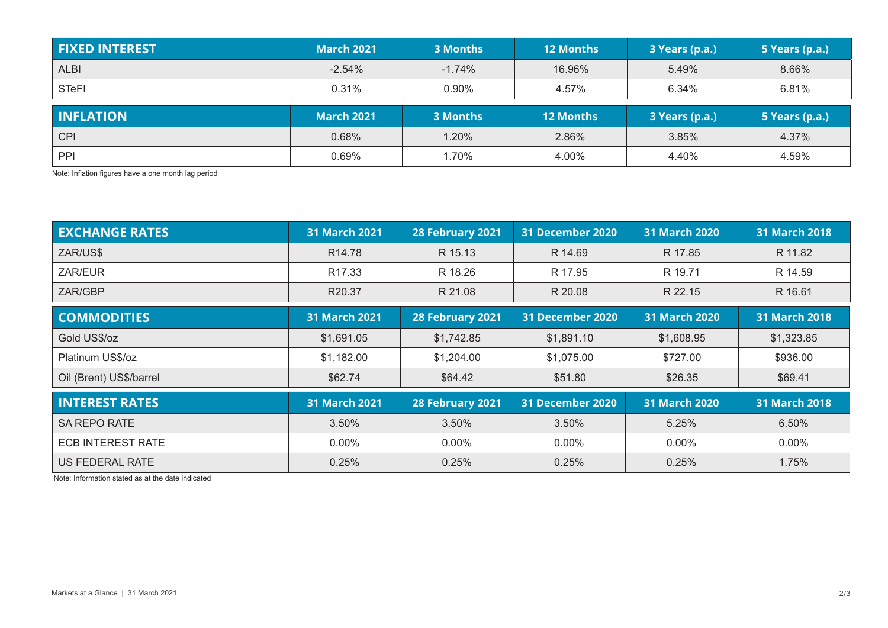| FIXED INTEREST | March 2021 | 3 Months | 12 Months | 3 Years (p.a.) | 5 Years (p.a.) |
| --- | --- | --- | --- | --- | --- |
| ALBI | -2.54% | -1.74% | 16.96% | 5.49% | 8.66% |
| STeFI | 0.31% | 0.90% | 4.57% | 6.34% | 6.81% |

| INFLATION | March 2021 | 3 Months | 12 Months | 3 Years (p.a.) | 5 Years (p.a.) |
| --- | --- | --- | --- | --- | --- |
| CPI | 0.68% | 1.20% | 2.86% | 3.85% | 4.37% |
| PPI | 0.69% | 1.70% | 4.00% | 4.40% | 4.59% |

Note: Inflation figures have a one month lag period

| EXCHANGE RATES | 31 March 2021 | 28 February 2021 | 31 December 2020 | 31 March 2020 | 31 March 2018 |
| --- | --- | --- | --- | --- | --- |
| ZAR/US$ | R14.78 | R 15.13 | R 14.69 | R 17.85 | R 11.82 |
| ZAR/EUR | R17.33 | R 18.26 | R 17.95 | R 19.71 | R 14.59 |
| ZAR/GBP | R20.37 | R 21.08 | R 20.08 | R 22.15 | R 16.61 |

| COMMODITIES | 31 March 2021 | 28 February 2021 | 31 December 2020 | 31 March 2020 | 31 March 2018 |
| --- | --- | --- | --- | --- | --- |
| Gold US$/oz | $1,691.05 | $1,742.85 | $1,891.10 | $1,608.95 | $1,323.85 |
| Platinum US$/oz | $1,182.00 | $1,204.00 | $1,075.00 | $727.00 | $936.00 |
| Oil (Brent) US$/barrel | $62.74 | $64.42 | $51.80 | $26.35 | $69.41 |

| INTEREST RATES | 31 March 2021 | 28 February 2021 | 31 December 2020 | 31 March 2020 | 31 March 2018 |
| --- | --- | --- | --- | --- | --- |
| SA REPO RATE | 3.50% | 3.50% | 3.50% | 5.25% | 6.50% |
| ECB INTEREST RATE | 0.00% | 0.00% | 0.00% | 0.00% | 0.00% |
| US FEDERAL RATE | 0.25% | 0.25% | 0.25% | 0.25% | 1.75% |

Note: Information stated as at the date indicated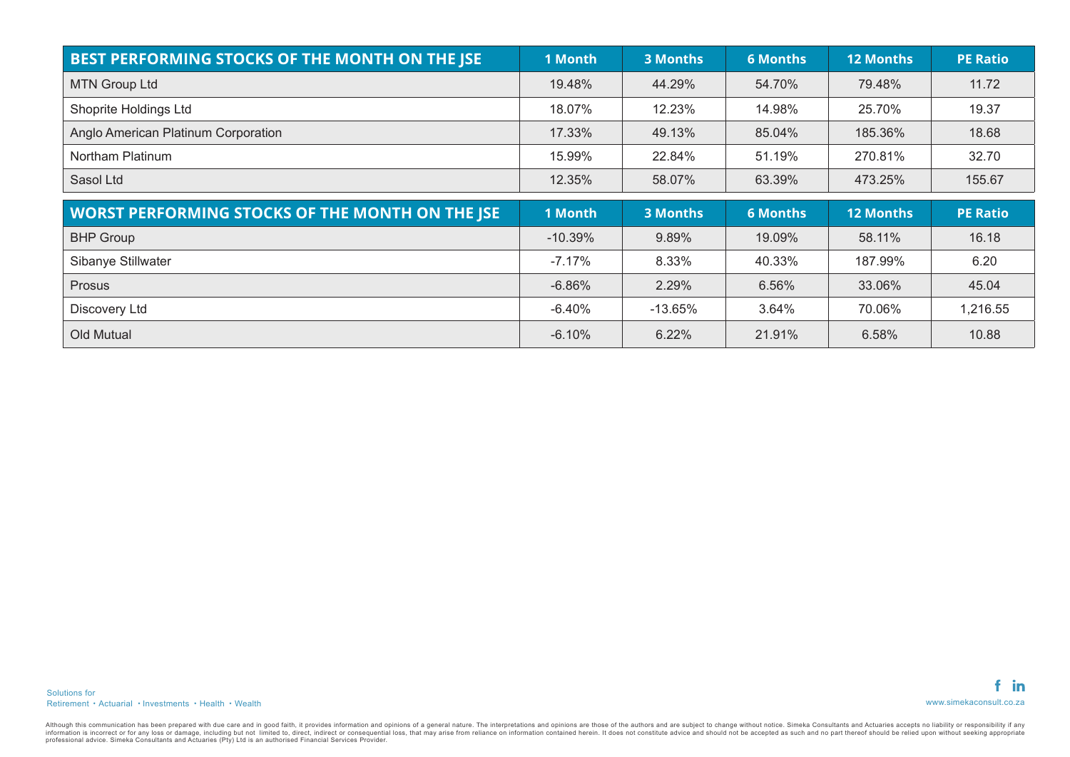| BEST PERFORMING STOCKS OF THE MONTH ON THE JSE | 1 Month | 3 Months | 6 Months | 12 Months | PE Ratio |
|---|---|---|---|---|---|
| MTN Group Ltd | 19.48% | 44.29% | 54.70% | 79.48% | 11.72 |
| Shoprite Holdings Ltd | 18.07% | 12.23% | 14.98% | 25.70% | 19.37 |
| Anglo American Platinum Corporation | 17.33% | 49.13% | 85.04% | 185.36% | 18.68 |
| Northam Platinum | 15.99% | 22.84% | 51.19% | 270.81% | 32.70 |
| Sasol Ltd | 12.35% | 58.07% | 63.39% | 473.25% | 155.67 |

| WORST PERFORMING STOCKS OF THE MONTH ON THE JSE | 1 Month | 3 Months | 6 Months | 12 Months | PE Ratio |
|---|---|---|---|---|---|
| BHP Group | -10.39% | 9.89% | 19.09% | 58.11% | 16.18 |
| Sibanye Stillwater | -7.17% | 8.33% | 40.33% | 187.99% | 6.20 |
| Prosus | -6.86% | 2.29% | 6.56% | 33.06% | 45.04 |
| Discovery Ltd | -6.40% | -13.65% | 3.64% | 70.06% | 1,216.55 |
| Old Mutual | -6.10% | 6.22% | 21.91% | 6.58% | 10.88 |

Solutions for
Retirement • Actuarial • Investments • Health • Wealth

www.simekaconsult.co.za

Although this communication has been prepared with due care and in good faith, it provides information and opinions of a general nature. The interpretations and opinions are those of the authors and are subject to change without notice. Simeka Consultants and Actuaries accepts no liability or responsibility if any information is incorrect or for any loss or damage, including but not limited to, direct, indirect or consequential loss, that may arise from reliance on information contained herein. It does not constitute advice and should not be accepted as such and no part thereof should be relied upon without seeking appropriate professional advice. Simeka Consultants and Actuaries (Pty) Ltd is an authorised Financial Services Provider.